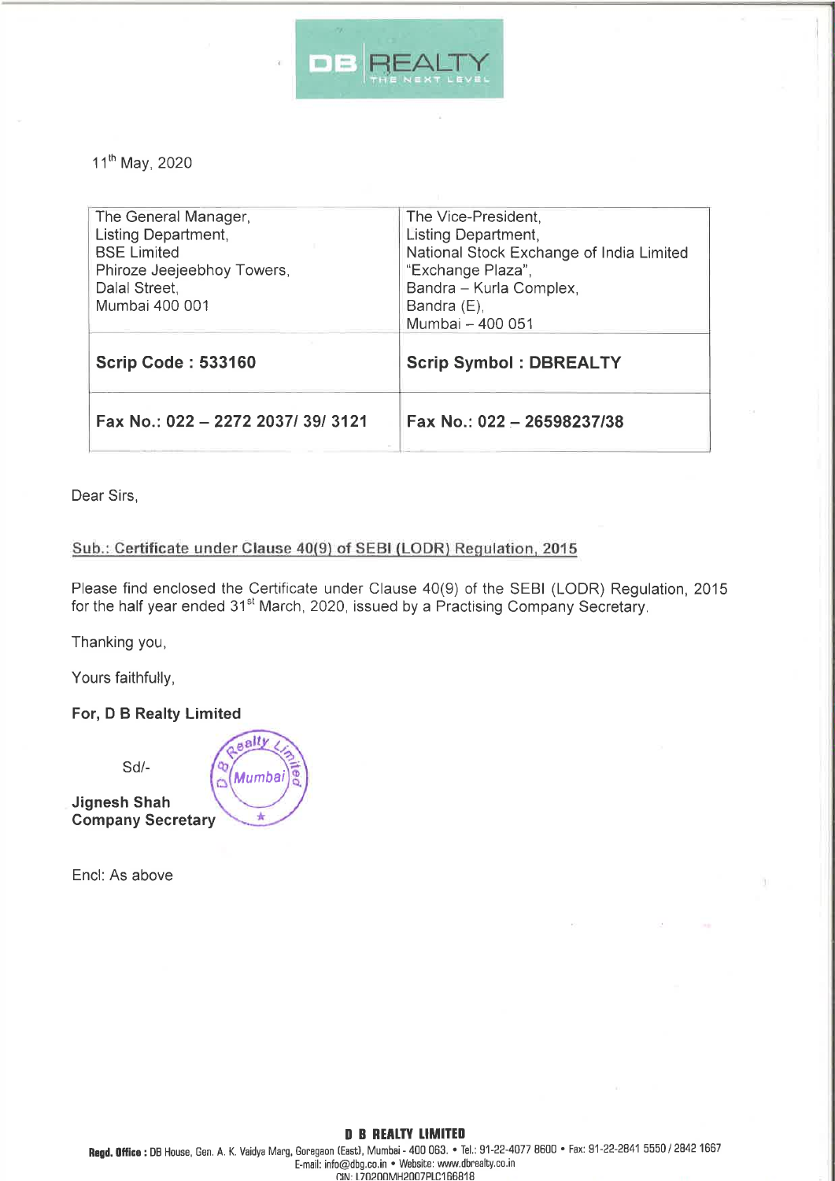DB REALTY
THE NEXT LEVEL

11th May, 2020

| The General Manager,<br>Listing Department,<br>BSE Limited<br>Phiroze Jeejeebhoy Towers,<br>Dalal Street,<br>Mumbai 400 001 | The Vice-President,<br>Listing Department,<br>National Stock Exchange of India Limited<br>"Exchange Plaza",<br>Bandra – Kurla Complex,<br>Bandra (E),<br>Mumbai – 400 051 |
|---|---|
| **Scrip Code : 533160** | **Scrip Symbol : DBREALTY** |
| **Fax No.: 022 – 2272 2037/ 39/ 3121** | **Fax No.: 022 – 26598237/38** |

Dear Sirs,

Sub.: Certificate under Clause 40(9) of SEBI (LODR) Regulation, 2015

Please find enclosed the Certificate under Clause 40(9) of the SEBI (LODR) Regulation, 2015 for the half year ended 31st March, 2020, issued by a Practising Company Secretary.

Thanking you,

Yours faithfully,

**For, D B Realty Limited**

Sd/-

**Jignesh Shah**
**Company Secretary**

Encl: As above

**D B REALTY LIMITED**
**Regd. Office :** DB House, Gen. A. K. Vaidya Marg, Goregaon (East), Mumbai - 400 063. • Tel.: 91-22-4077 8600 • Fax: 91-22-2841 5550 / 2842 1667
E-mail: info@dbg.co.in • Website: www.dbrealty.co.in
CIN: L70200MH2007PLC166818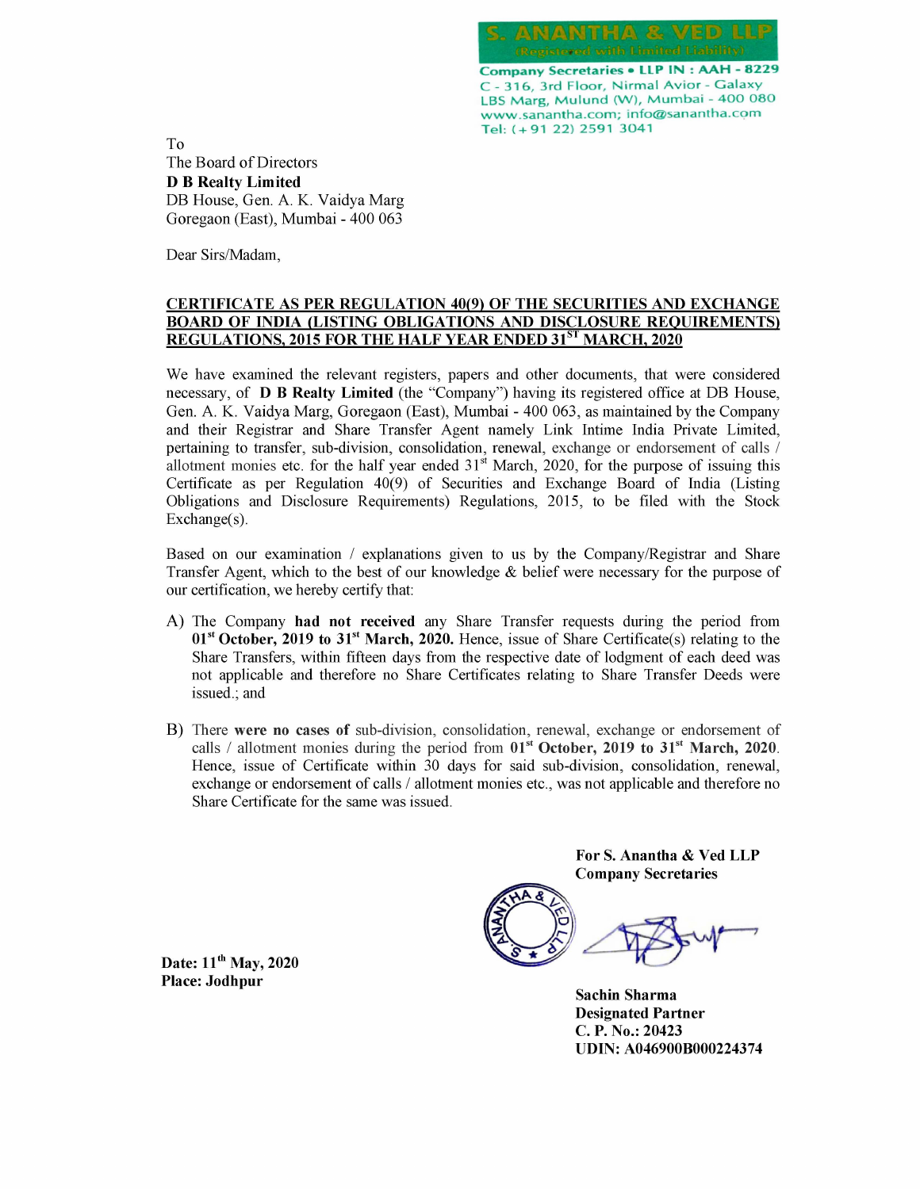**S. ANANTHA & VED LLP**
(Registered with Limited Liability)
**Company Secretaries • LLP IN : AAH - 8229**
C - 316, 3rd Floor, Nirmal Avior - Galaxy
LBS Marg, Mulund (W), Mumbai - 400 080
www.sanantha.com; info@sanantha.com
Tel: (+91 22) 2591 3041

To
The Board of Directors
**D B Realty Limited**
DB House, Gen. A. K. Vaidya Marg
Goregaon (East), Mumbai - 400 063

Dear Sirs/Madam,

**CERTIFICATE AS PER REGULATION 40(9) OF THE SECURITIES AND EXCHANGE BOARD OF INDIA (LISTING OBLIGATIONS AND DISCLOSURE REQUIREMENTS) REGULATIONS, 2015 FOR THE HALF YEAR ENDED 31ST MARCH, 2020**

We have examined the relevant registers, papers and other documents, that were considered necessary, of **D B Realty Limited** (the "Company") having its registered office at DB House, Gen. A. K. Vaidya Marg, Goregaon (East), Mumbai - 400 063, as maintained by the Company and their Registrar and Share Transfer Agent namely Link Intime India Private Limited, pertaining to transfer, sub-division, consolidation, renewal, exchange or endorsement of calls / allotment monies etc. for the half year ended 31st March, 2020, for the purpose of issuing this Certificate as per Regulation 40(9) of Securities and Exchange Board of India (Listing Obligations and Disclosure Requirements) Regulations, 2015, to be filed with the Stock Exchange(s).

Based on our examination / explanations given to us by the Company/Registrar and Share Transfer Agent, which to the best of our knowledge & belief were necessary for the purpose of our certification, we hereby certify that:

A) The Company **had not received** any Share Transfer requests during the period from **01st October, 2019 to 31st March, 2020.** Hence, issue of Share Certificate(s) relating to the Share Transfers, within fifteen days from the respective date of lodgment of each deed was not applicable and therefore no Share Certificates relating to Share Transfer Deeds were issued.; and

B) There **were no cases of** sub-division, consolidation, renewal, exchange or endorsement of calls / allotment monies during the period from **01st October, 2019 to 31st March, 2020.** Hence, issue of Certificate within 30 days for said sub-division, consolidation, renewal, exchange or endorsement of calls / allotment monies etc., was not applicable and therefore no Share Certificate for the same was issued.

**For S. Anantha & Ved LLP**
**Company Secretaries**

**Date: 11th May, 2020**
**Place: Jodhpur**

**Sachin Sharma**
**Designated Partner**
**C. P. No.: 20423**
**UDIN: A046900B000224374**